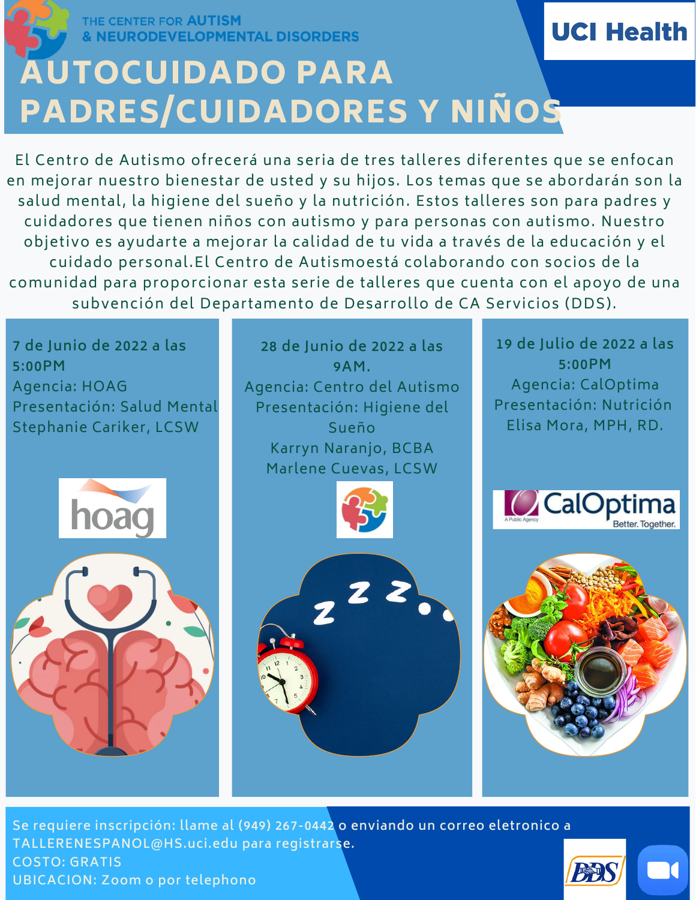THE CENTER FOR AUTISM & NEURODEVELOPMENTAL DISORDERS

UCI Health

# AUTOCUIDADO PARA PADRES/CUIDADORES Y NIÑOS

El Centro de Autismo ofrecerá una seria de tres talleres diferentes que se enfocan en mejorar nuestro bienestar de usted y su hijos. Los temas que se abordarán son la salud mental, la higiene del sueño y la nutrición. Estos talleres son para padres y cuidadores que tienen niños con autismo y para personas con autismo. Nuestro objetivo es ayudarte a mejorar la calidad de tu vida a través de la educación y el cuidado personal.El Centro de Autismoestá colaborando con socios de la comunidad para proporcionar esta serie de talleres que cuenta con el apoyo de una subvención del Departamento de Desarrollo de CA Servicios (DDS).

7 de Junio de 2022 a las 5:00PM
Agencia: HOAG
Presentación: Salud Mental
Stephanie Cariker, LCSW

28 de Junio de 2022 a las 9AM.
Agencia: Centro del Autismo
Presentación: Higiene del Sueño
Karryn Naranjo, BCBA
Marlene Cuevas, LCSW

19 de Julio de 2022 a las 5:00PM
Agencia: CalOptima
Presentación: Nutrición
Elisa Mora, MPH, RD.

Se requiere inscripción: llame al (949) 267-0442 o enviando un correo eletronico a TALLERENESPANOL@HS.uci.edu para registrarse.
COSTO: GRATIS
UBICACION: Zoom o por telephono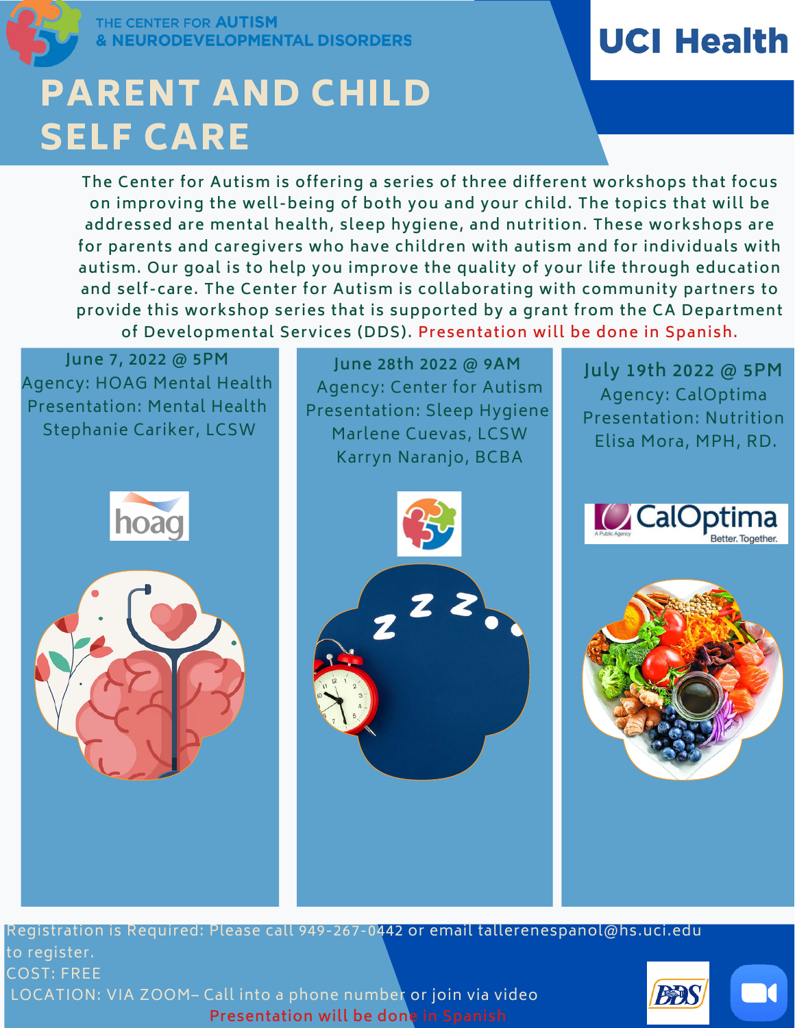THE CENTER FOR AUTISM & NEURODEVELOPMENTAL DISORDERS

UCI Health

# PARENT AND CHILD SELF CARE

The Center for Autism is offering a series of three different workshops that focus on improving the well-being of both you and your child. The topics that will be addressed are mental health, sleep hygiene, and nutrition. These workshops are for parents and caregivers who have children with autism and for individuals with autism. Our goal is to help you improve the quality of your life through education and self-care. The Center for Autism is collaborating with community partners to provide this workshop series that is supported by a grant from the CA Department of Developmental Services (DDS). Presentation will be done in Spanish.

**June 7, 2022 @ 5PM**
Agency: HOAG Mental Health
Presentation: Mental Health
Stephanie Cariker, LCSW

**June 28th 2022 @ 9AM**
Agency: Center for Autism
Presentation: Sleep Hygiene
Marlene Cuevas, LCSW
Karryn Naranjo, BCBA

**July 19th 2022 @ 5PM**
Agency: CalOptima
Presentation: Nutrition
Elisa Mora, MPH, RD.

Registration is Required: Please call 949-267-0442 or email tallerenespanol@hs.uci.edu to register.

COST: FREE

LOCATION: VIA ZOOM– Call into a phone number or join via video

Presentation will be done in Spanish